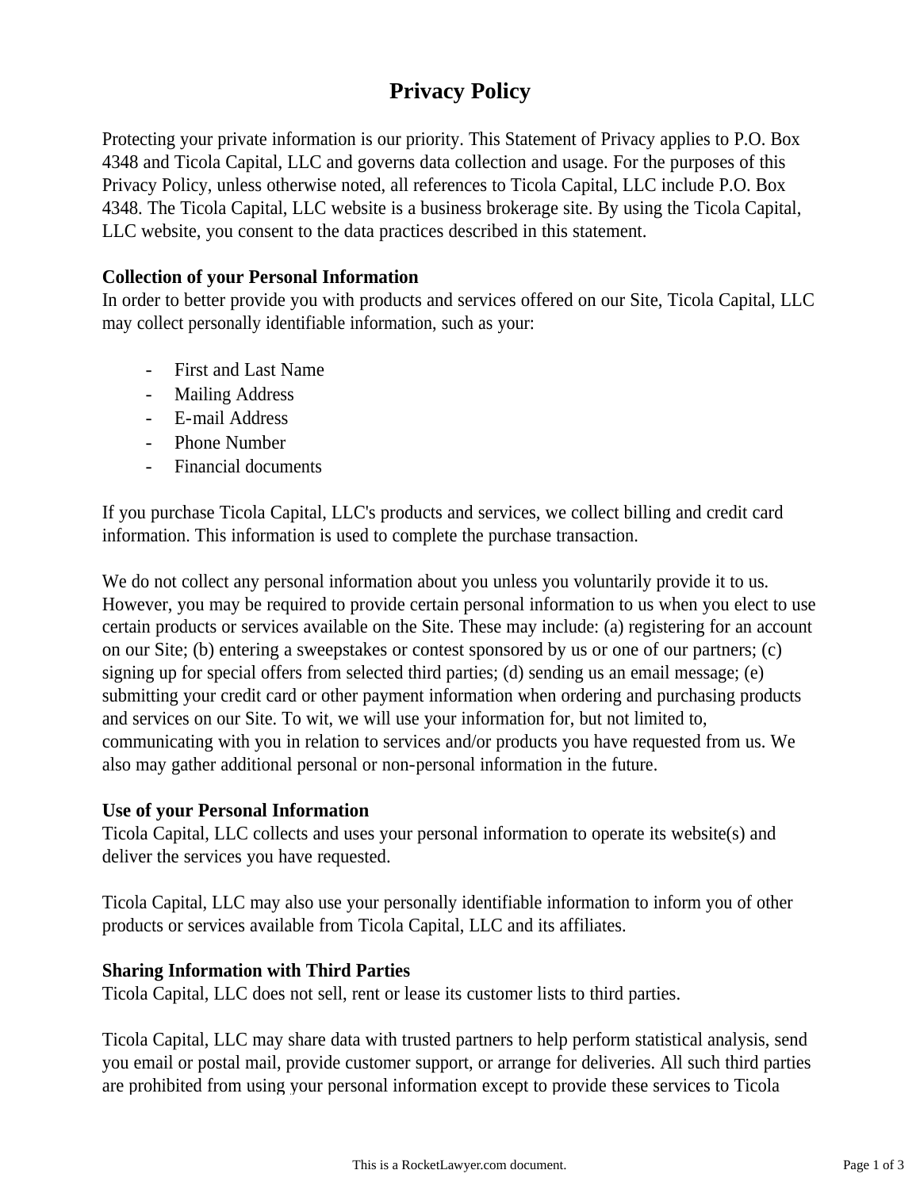# Privacy Policy

Protecting your private information is our priority. This Statement of Privacy applies to P.O. Box 4348 and Ticola Capital, LLC and governs data collection and usage. For the purposes of this Privacy Policy, unless otherwise noted, all references to Ticola Capital, LLC include P.O. Box 4348. The Ticola Capital, LLC website is a business brokerage site. By using the Ticola Capital, LLC website, you consent to the data practices described in this statement.

**Collection of your Personal Information**

In order to better provide you with products and services offered on our Site, Ticola Capital, LLC may collect personally identifiable information, such as your:

- First and Last Name
- Mailing Address
- E-mail Address
- Phone Number
- Financial documents

If you purchase Ticola Capital, LLC's products and services, we collect billing and credit card information. This information is used to complete the purchase transaction.

We do not collect any personal information about you unless you voluntarily provide it to us. However, you may be required to provide certain personal information to us when you elect to use certain products or services available on the Site. These may include: (a) registering for an account on our Site; (b) entering a sweepstakes or contest sponsored by us or one of our partners; (c) signing up for special offers from selected third parties; (d) sending us an email message; (e) submitting your credit card or other payment information when ordering and purchasing products and services on our Site. To wit, we will use your information for, but not limited to, communicating with you in relation to services and/or products you have requested from us. We also may gather additional personal or non-personal information in the future.

**Use of your Personal Information**

Ticola Capital, LLC collects and uses your personal information to operate its website(s) and deliver the services you have requested.

Ticola Capital, LLC may also use your personally identifiable information to inform you of other products or services available from Ticola Capital, LLC and its affiliates.

**Sharing Information with Third Parties**

Ticola Capital, LLC does not sell, rent or lease its customer lists to third parties.

Ticola Capital, LLC may share data with trusted partners to help perform statistical analysis, send you email or postal mail, provide customer support, or arrange for deliveries. All such third parties are prohibited from using your personal information except to provide these services to Ticola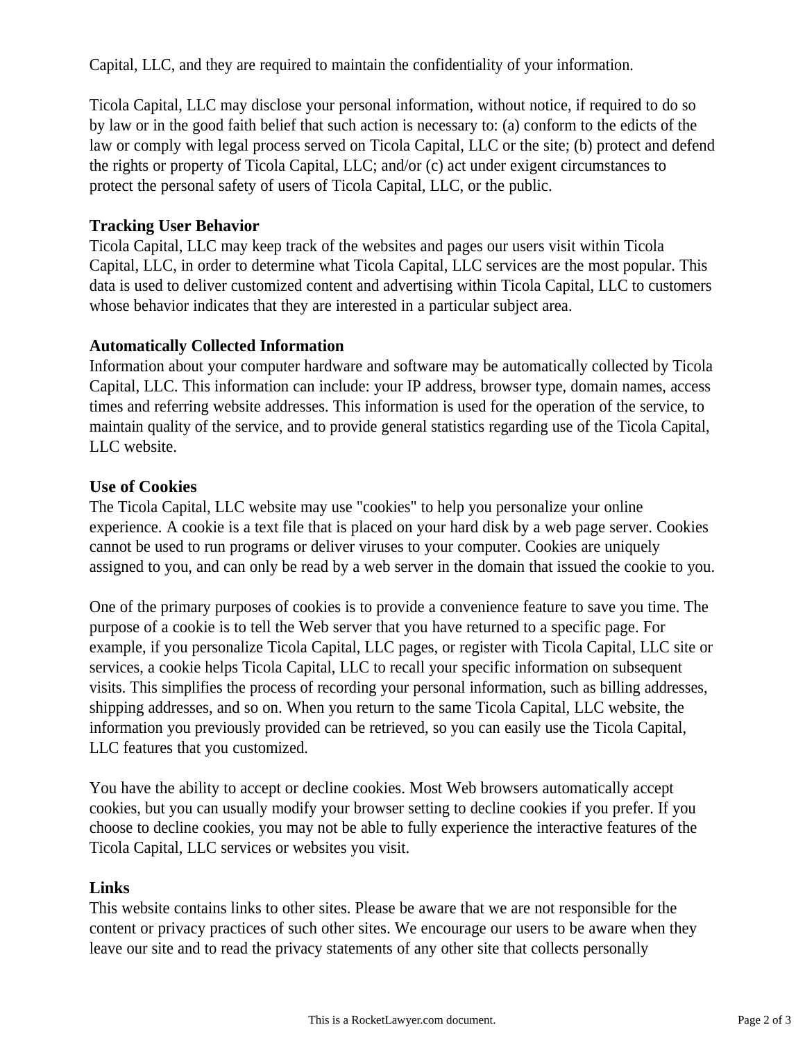Capital, LLC, and they are required to maintain the confidentiality of your information.

Ticola Capital, LLC may disclose your personal information, without notice, if required to do so by law or in the good faith belief that such action is necessary to: (a) conform to the edicts of the law or comply with legal process served on Ticola Capital, LLC or the site; (b) protect and defend the rights or property of Ticola Capital, LLC; and/or (c) act under exigent circumstances to protect the personal safety of users of Ticola Capital, LLC, or the public.

**Tracking User Behavior**

Ticola Capital, LLC may keep track of the websites and pages our users visit within Ticola Capital, LLC, in order to determine what Ticola Capital, LLC services are the most popular. This data is used to deliver customized content and advertising within Ticola Capital, LLC to customers whose behavior indicates that they are interested in a particular subject area.

**Automatically Collected Information**

Information about your computer hardware and software may be automatically collected by Ticola Capital, LLC. This information can include: your IP address, browser type, domain names, access times and referring website addresses. This information is used for the operation of the service, to maintain quality of the service, and to provide general statistics regarding use of the Ticola Capital, LLC website.

**Use of Cookies**

The Ticola Capital, LLC website may use "cookies" to help you personalize your online experience. A cookie is a text file that is placed on your hard disk by a web page server. Cookies cannot be used to run programs or deliver viruses to your computer. Cookies are uniquely assigned to you, and can only be read by a web server in the domain that issued the cookie to you.

One of the primary purposes of cookies is to provide a convenience feature to save you time. The purpose of a cookie is to tell the Web server that you have returned to a specific page. For example, if you personalize Ticola Capital, LLC pages, or register with Ticola Capital, LLC site or services, a cookie helps Ticola Capital, LLC to recall your specific information on subsequent visits. This simplifies the process of recording your personal information, such as billing addresses, shipping addresses, and so on. When you return to the same Ticola Capital, LLC website, the information you previously provided can be retrieved, so you can easily use the Ticola Capital, LLC features that you customized.

You have the ability to accept or decline cookies. Most Web browsers automatically accept cookies, but you can usually modify your browser setting to decline cookies if you prefer. If you choose to decline cookies, you may not be able to fully experience the interactive features of the Ticola Capital, LLC services or websites you visit.

**Links**

This website contains links to other sites. Please be aware that we are not responsible for the content or privacy practices of such other sites. We encourage our users to be aware when they leave our site and to read the privacy statements of any other site that collects personally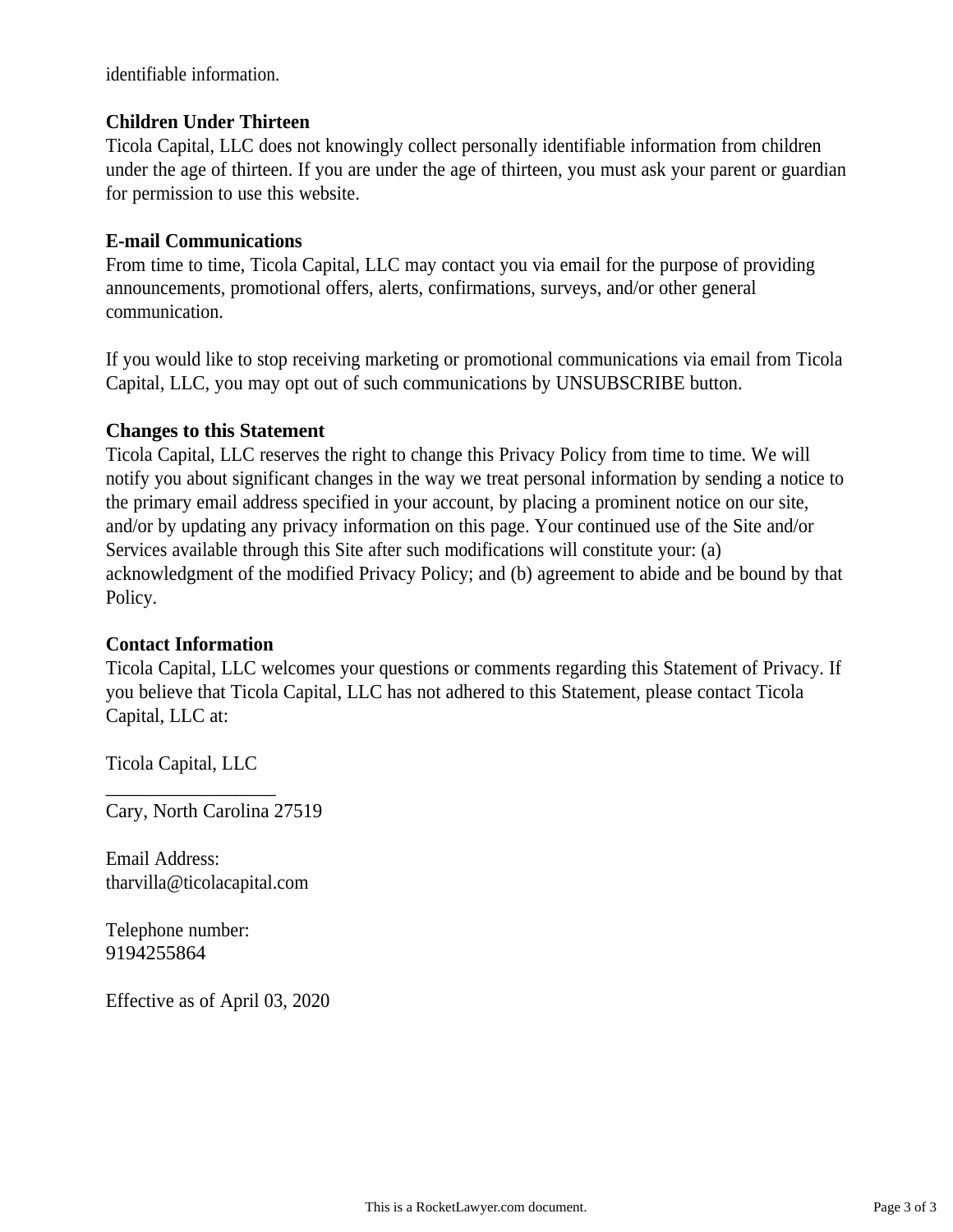identifiable information.

**Children Under Thirteen**
Ticola Capital, LLC does not knowingly collect personally identifiable information from children under the age of thirteen. If you are under the age of thirteen, you must ask your parent or guardian for permission to use this website.

**E-mail Communications**
From time to time, Ticola Capital, LLC may contact you via email for the purpose of providing announcements, promotional offers, alerts, confirmations, surveys, and/or other general communication.

If you would like to stop receiving marketing or promotional communications via email from Ticola Capital, LLC, you may opt out of such communications by UNSUBSCRIBE button.

**Changes to this Statement**
Ticola Capital, LLC reserves the right to change this Privacy Policy from time to time. We will notify you about significant changes in the way we treat personal information by sending a notice to the primary email address specified in your account, by placing a prominent notice on our site, and/or by updating any privacy information on this page. Your continued use of the Site and/or Services available through this Site after such modifications will constitute your: (a) acknowledgment of the modified Privacy Policy; and (b) agreement to abide and be bound by that Policy.

**Contact Information**
Ticola Capital, LLC welcomes your questions or comments regarding this Statement of Privacy. If you believe that Ticola Capital, LLC has not adhered to this Statement, please contact Ticola Capital, LLC at:

Ticola Capital, LLC
__________________
Cary, North Carolina 27519

Email Address:
tharvilla@ticolacapital.com

Telephone number:
9194255864

Effective as of April 03, 2020

This is a RocketLawyer.com document.